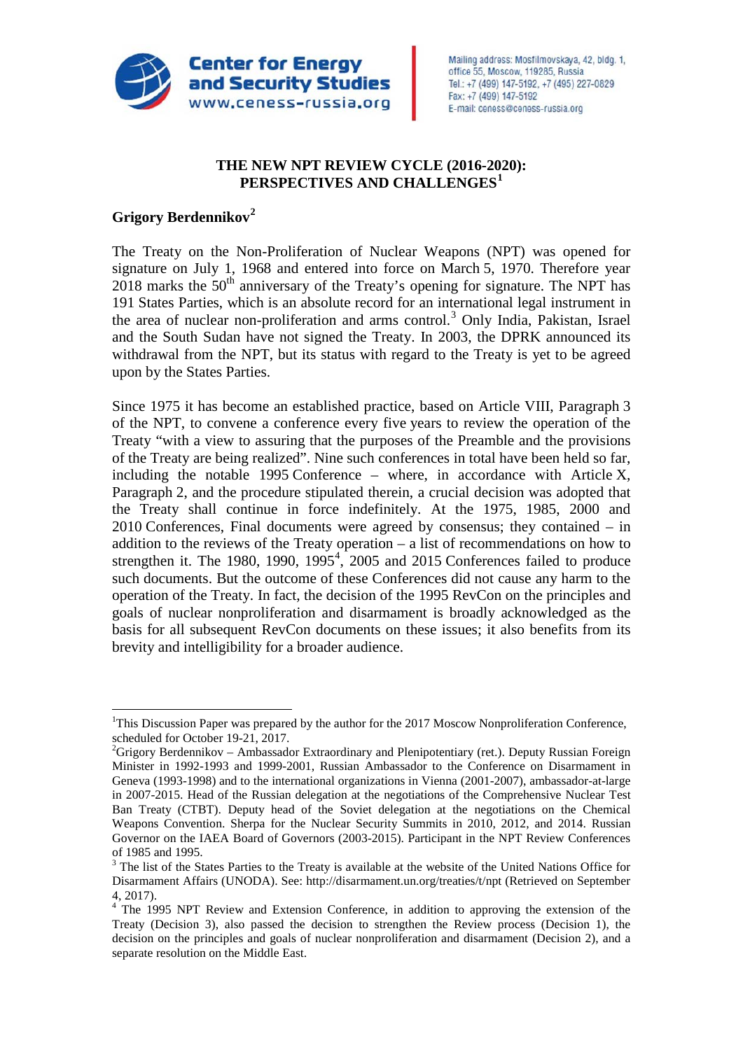Center for Energy and Security Studies
www.ceness-russia.org

Mailing address: Mosfilmovskaya, 42, bldg. 1, office 55, Moscow, 119285, Russia
Tel.: +7 (499) 147-5192, +7 (495) 227-0829
Fax: +7 (499) 147-5192
E-mail: ceness@ceness-russia.org

# THE NEW NPT REVIEW CYCLE (2016-2020): PERSPECTIVES AND CHALLENGES[1]

**Grigory Berdennikov[2]**

The Treaty on the Non-Proliferation of Nuclear Weapons (NPT) was opened for signature on July 1, 1968 and entered into force on March 5, 1970. Therefore year 2018 marks the 50th anniversary of the Treaty's opening for signature. The NPT has 191 States Parties, which is an absolute record for an international legal instrument in the area of nuclear non-proliferation and arms control.[3] Only India, Pakistan, Israel and the South Sudan have not signed the Treaty. In 2003, the DPRK announced its withdrawal from the NPT, but its status with regard to the Treaty is yet to be agreed upon by the States Parties.

Since 1975 it has become an established practice, based on Article VIII, Paragraph 3 of the NPT, to convene a conference every five years to review the operation of the Treaty "with a view to assuring that the purposes of the Preamble and the provisions of the Treaty are being realized". Nine such conferences in total have been held so far, including the notable 1995 Conference – where, in accordance with Article X, Paragraph 2, and the procedure stipulated therein, a crucial decision was adopted that the Treaty shall continue in force indefinitely. At the 1975, 1985, 2000 and 2010 Conferences, Final documents were agreed by consensus; they contained – in addition to the reviews of the Treaty operation – a list of recommendations on how to strengthen it. The 1980, 1990, 1995[4], 2005 and 2015 Conferences failed to produce such documents. But the outcome of these Conferences did not cause any harm to the operation of the Treaty. In fact, the decision of the 1995 RevCon on the principles and goals of nuclear nonproliferation and disarmament is broadly acknowledged as the basis for all subsequent RevCon documents on these issues; it also benefits from its brevity and intelligibility for a broader audience.

---

[1] This Discussion Paper was prepared by the author for the 2017 Moscow Nonproliferation Conference, scheduled for October 19-21, 2017.

[2] Grigory Berdennikov – Ambassador Extraordinary and Plenipotentiary (ret.). Deputy Russian Foreign Minister in 1992-1993 and 1999-2001, Russian Ambassador to the Conference on Disarmament in Geneva (1993-1998) and to the international organizations in Vienna (2001-2007), ambassador-at-large in 2007-2015. Head of the Russian delegation at the negotiations of the Comprehensive Nuclear Test Ban Treaty (CTBT). Deputy head of the Soviet delegation at the negotiations on the Chemical Weapons Convention. Sherpa for the Nuclear Security Summits in 2010, 2012, and 2014. Russian Governor on the IAEA Board of Governors (2003-2015). Participant in the NPT Review Conferences of 1985 and 1995.

[3] The list of the States Parties to the Treaty is available at the website of the United Nations Office for Disarmament Affairs (UNODA). See: http://disarmament.un.org/treaties/t/npt (Retrieved on September 4, 2017).

[4] The 1995 NPT Review and Extension Conference, in addition to approving the extension of the Treaty (Decision 3), also passed the decision to strengthen the Review process (Decision 1), the decision on the principles and goals of nuclear nonproliferation and disarmament (Decision 2), and a separate resolution on the Middle East.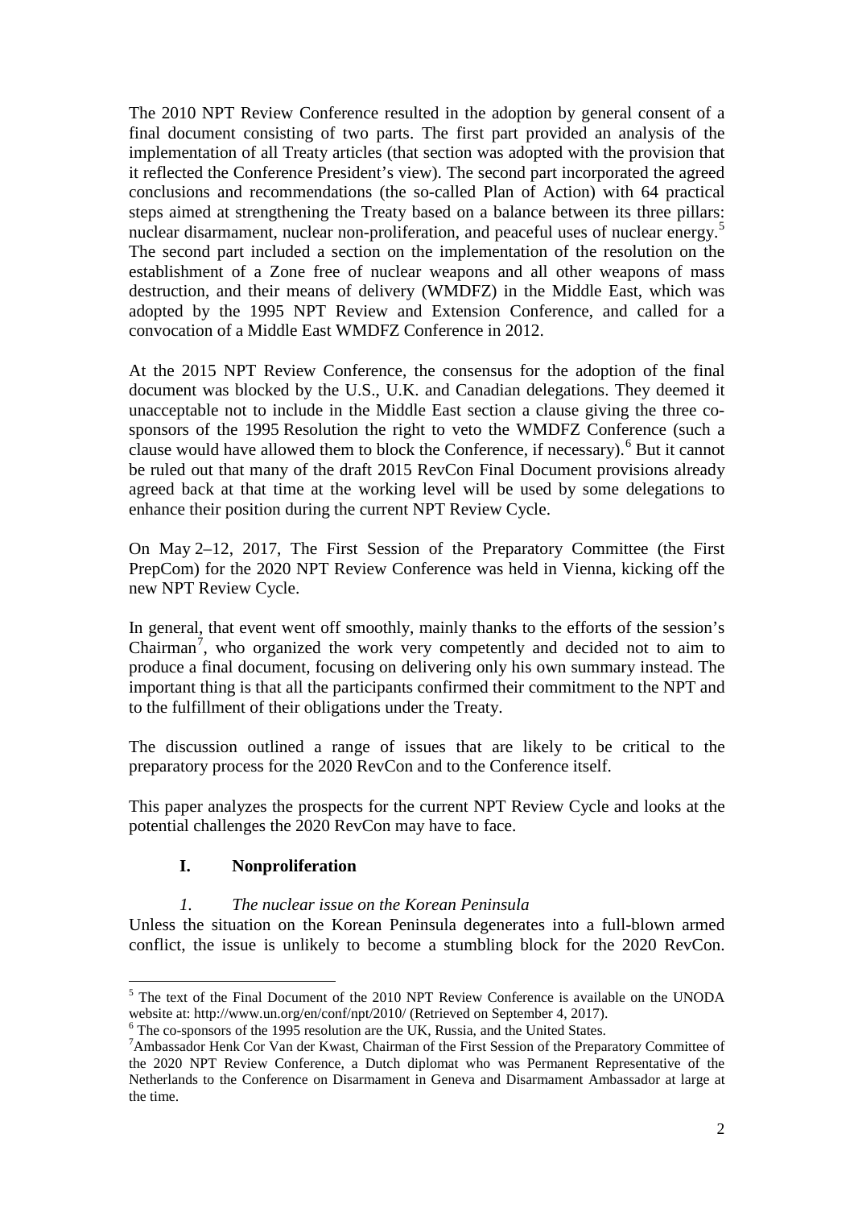The 2010 NPT Review Conference resulted in the adoption by general consent of a final document consisting of two parts. The first part provided an analysis of the implementation of all Treaty articles (that section was adopted with the provision that it reflected the Conference President's view). The second part incorporated the agreed conclusions and recommendations (the so-called Plan of Action) with 64 practical steps aimed at strengthening the Treaty based on a balance between its three pillars: nuclear disarmament, nuclear non-proliferation, and peaceful uses of nuclear energy.[5] The second part included a section on the implementation of the resolution on the establishment of a Zone free of nuclear weapons and all other weapons of mass destruction, and their means of delivery (WMDFZ) in the Middle East, which was adopted by the 1995 NPT Review and Extension Conference, and called for a convocation of a Middle East WMDFZ Conference in 2012.

At the 2015 NPT Review Conference, the consensus for the adoption of the final document was blocked by the U.S., U.K. and Canadian delegations. They deemed it unacceptable not to include in the Middle East section a clause giving the three co-sponsors of the 1995 Resolution the right to veto the WMDFZ Conference (such a clause would have allowed them to block the Conference, if necessary).[6] But it cannot be ruled out that many of the draft 2015 RevCon Final Document provisions already agreed back at that time at the working level will be used by some delegations to enhance their position during the current NPT Review Cycle.

On May 2–12, 2017, The First Session of the Preparatory Committee (the First PrepCom) for the 2020 NPT Review Conference was held in Vienna, kicking off the new NPT Review Cycle.

In general, that event went off smoothly, mainly thanks to the efforts of the session's Chairman[7], who organized the work very competently and decided not to aim to produce a final document, focusing on delivering only his own summary instead. The important thing is that all the participants confirmed their commitment to the NPT and to the fulfillment of their obligations under the Treaty.

The discussion outlined a range of issues that are likely to be critical to the preparatory process for the 2020 RevCon and to the Conference itself.

This paper analyzes the prospects for the current NPT Review Cycle and looks at the potential challenges the 2020 RevCon may have to face.

## I. Nonproliferation

### *1. The nuclear issue on the Korean Peninsula*

Unless the situation on the Korean Peninsula degenerates into a full-blown armed conflict, the issue is unlikely to become a stumbling block for the 2020 RevCon.

---

[5] The text of the Final Document of the 2010 NPT Review Conference is available on the UNODA website at: http://www.un.org/en/conf/npt/2010/ (Retrieved on September 4, 2017).

[6] The co-sponsors of the 1995 resolution are the UK, Russia, and the United States.

[7] Ambassador Henk Cor Van der Kwast, Chairman of the First Session of the Preparatory Committee of the 2020 NPT Review Conference, a Dutch diplomat who was Permanent Representative of the Netherlands to the Conference on Disarmament in Geneva and Disarmament Ambassador at large at the time.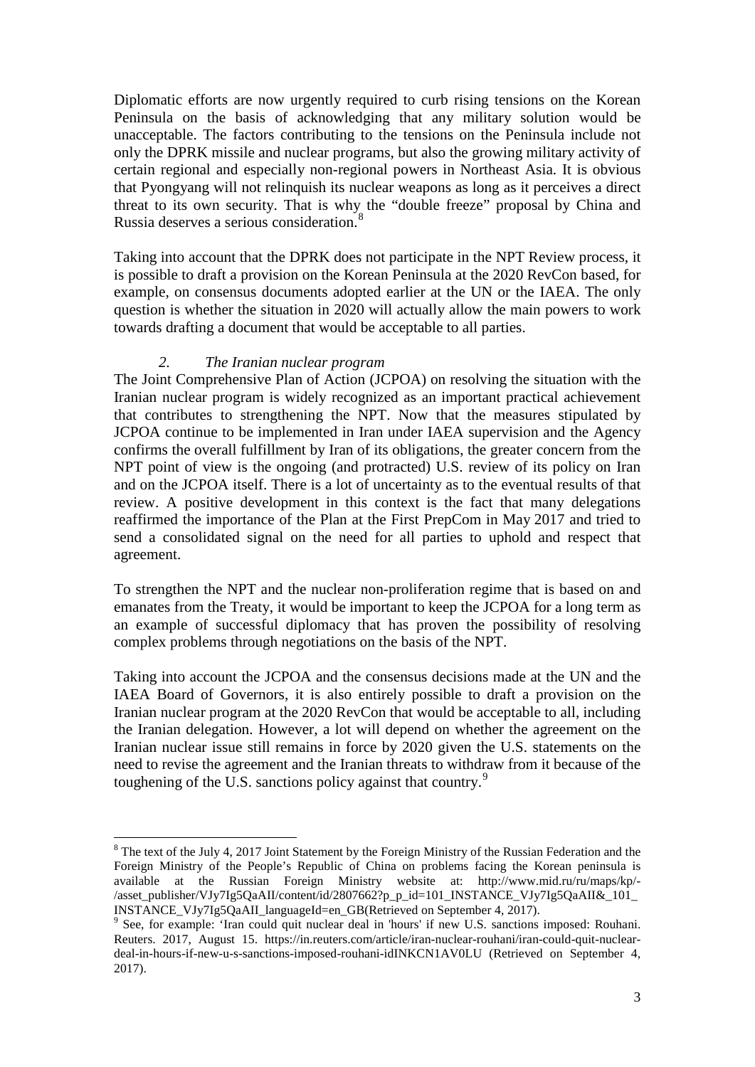Diplomatic efforts are now urgently required to curb rising tensions on the Korean Peninsula on the basis of acknowledging that any military solution would be unacceptable. The factors contributing to the tensions on the Peninsula include not only the DPRK missile and nuclear programs, but also the growing military activity of certain regional and especially non-regional powers in Northeast Asia. It is obvious that Pyongyang will not relinquish its nuclear weapons as long as it perceives a direct threat to its own security. That is why the "double freeze" proposal by China and Russia deserves a serious consideration.[8]

Taking into account that the DPRK does not participate in the NPT Review process, it is possible to draft a provision on the Korean Peninsula at the 2020 RevCon based, for example, on consensus documents adopted earlier at the UN or the IAEA. The only question is whether the situation in 2020 will actually allow the main powers to work towards drafting a document that would be acceptable to all parties.

### *2. The Iranian nuclear program*

The Joint Comprehensive Plan of Action (JCPOA) on resolving the situation with the Iranian nuclear program is widely recognized as an important practical achievement that contributes to strengthening the NPT. Now that the measures stipulated by JCPOA continue to be implemented in Iran under IAEA supervision and the Agency confirms the overall fulfillment by Iran of its obligations, the greater concern from the NPT point of view is the ongoing (and protracted) U.S. review of its policy on Iran and on the JCPOA itself. There is a lot of uncertainty as to the eventual results of that review. A positive development in this context is the fact that many delegations reaffirmed the importance of the Plan at the First PrepCom in May 2017 and tried to send a consolidated signal on the need for all parties to uphold and respect that agreement.

To strengthen the NPT and the nuclear non-proliferation regime that is based on and emanates from the Treaty, it would be important to keep the JCPOA for a long term as an example of successful diplomacy that has proven the possibility of resolving complex problems through negotiations on the basis of the NPT.

Taking into account the JCPOA and the consensus decisions made at the UN and the IAEA Board of Governors, it is also entirely possible to draft a provision on the Iranian nuclear program at the 2020 RevCon that would be acceptable to all, including the Iranian delegation. However, a lot will depend on whether the agreement on the Iranian nuclear issue still remains in force by 2020 given the U.S. statements on the need to revise the agreement and the Iranian threats to withdraw from it because of the toughening of the U.S. sanctions policy against that country.[9]

---

[8] The text of the July 4, 2017 Joint Statement by the Foreign Ministry of the Russian Federation and the Foreign Ministry of the People's Republic of China on problems facing the Korean peninsula is available at the Russian Foreign Ministry website at: http://www.mid.ru/ru/maps/kp/-/asset_publisher/VJy7Ig5QaAII/content/id/2807662?p_p_id=101_INSTANCE_VJy7Ig5QaAII&_101_INSTANCE_VJy7Ig5QaAII_languageId=en_GB(Retrieved on September 4, 2017).

[9] See, for example: 'Iran could quit nuclear deal in 'hours' if new U.S. sanctions imposed: Rouhani. Reuters. 2017, August 15. https://in.reuters.com/article/iran-nuclear-rouhani/iran-could-quit-nuclear-deal-in-hours-if-new-u-s-sanctions-imposed-rouhani-idINKCN1AV0LU (Retrieved on September 4, 2017).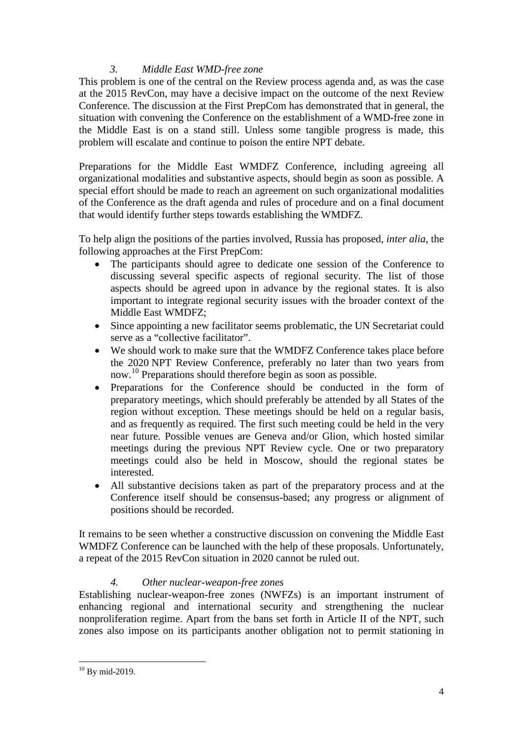### *3. Middle East WMD-free zone*

This problem is one of the central on the Review process agenda and, as was the case at the 2015 RevCon, may have a decisive impact on the outcome of the next Review Conference. The discussion at the First PrepCom has demonstrated that in general, the situation with convening the Conference on the establishment of a WMD-free zone in the Middle East is on a stand still. Unless some tangible progress is made, this problem will escalate and continue to poison the entire NPT debate.

Preparations for the Middle East WMDFZ Conference, including agreeing all organizational modalities and substantive aspects, should begin as soon as possible. A special effort should be made to reach an agreement on such organizational modalities of the Conference as the draft agenda and rules of procedure and on a final document that would identify further steps towards establishing the WMDFZ.

To help align the positions of the parties involved, Russia has proposed, *inter alia*, the following approaches at the First PrepCom:

- The participants should agree to dedicate one session of the Conference to discussing several specific aspects of regional security. The list of those aspects should be agreed upon in advance by the regional states. It is also important to integrate regional security issues with the broader context of the Middle East WMDFZ;
- Since appointing a new facilitator seems problematic, the UN Secretariat could serve as a "collective facilitator".
- We should work to make sure that the WMDFZ Conference takes place before the 2020 NPT Review Conference, preferably no later than two years from now.[10] Preparations should therefore begin as soon as possible.
- Preparations for the Conference should be conducted in the form of preparatory meetings, which should preferably be attended by all States of the region without exception. These meetings should be held on a regular basis, and as frequently as required. The first such meeting could be held in the very near future. Possible venues are Geneva and/or Glion, which hosted similar meetings during the previous NPT Review cycle. One or two preparatory meetings could also be held in Moscow, should the regional states be interested.
- All substantive decisions taken as part of the preparatory process and at the Conference itself should be consensus-based; any progress or alignment of positions should be recorded.

It remains to be seen whether a constructive discussion on convening the Middle East WMDFZ Conference can be launched with the help of these proposals. Unfortunately, a repeat of the 2015 RevCon situation in 2020 cannot be ruled out.

### *4. Other nuclear-weapon-free zones*

Establishing nuclear-weapon-free zones (NWFZs) is an important instrument of enhancing regional and international security and strengthening the nuclear nonproliferation regime. Apart from the bans set forth in Article II of the NPT, such zones also impose on its participants another obligation not to permit stationing in

---

[10] By mid-2019.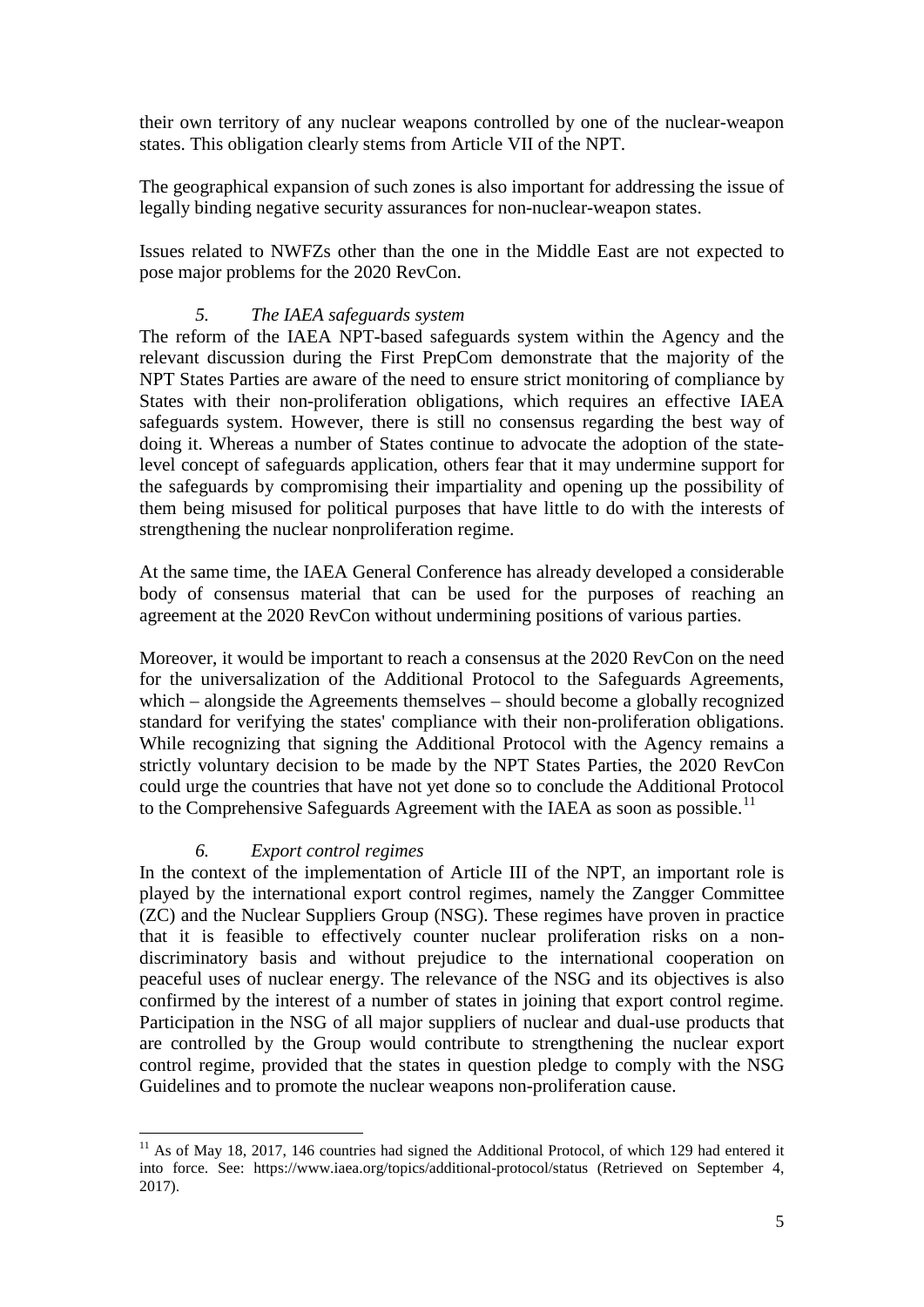their own territory of any nuclear weapons controlled by one of the nuclear-weapon states. This obligation clearly stems from Article VII of the NPT.

The geographical expansion of such zones is also important for addressing the issue of legally binding negative security assurances for non-nuclear-weapon states.

Issues related to NWFZs other than the one in the Middle East are not expected to pose major problems for the 2020 RevCon.

### *5. The IAEA safeguards system*

The reform of the IAEA NPT-based safeguards system within the Agency and the relevant discussion during the First PrepCom demonstrate that the majority of the NPT States Parties are aware of the need to ensure strict monitoring of compliance by States with their non-proliferation obligations, which requires an effective IAEA safeguards system. However, there is still no consensus regarding the best way of doing it. Whereas a number of States continue to advocate the adoption of the state-level concept of safeguards application, others fear that it may undermine support for the safeguards by compromising their impartiality and opening up the possibility of them being misused for political purposes that have little to do with the interests of strengthening the nuclear nonproliferation regime.

At the same time, the IAEA General Conference has already developed a considerable body of consensus material that can be used for the purposes of reaching an agreement at the 2020 RevCon without undermining positions of various parties.

Moreover, it would be important to reach a consensus at the 2020 RevCon on the need for the universalization of the Additional Protocol to the Safeguards Agreements, which – alongside the Agreements themselves – should become a globally recognized standard for verifying the states' compliance with their non-proliferation obligations. While recognizing that signing the Additional Protocol with the Agency remains a strictly voluntary decision to be made by the NPT States Parties, the 2020 RevCon could urge the countries that have not yet done so to conclude the Additional Protocol to the Comprehensive Safeguards Agreement with the IAEA as soon as possible.[11]

### *6. Export control regimes*

In the context of the implementation of Article III of the NPT, an important role is played by the international export control regimes, namely the Zangger Committee (ZC) and the Nuclear Suppliers Group (NSG). These regimes have proven in practice that it is feasible to effectively counter nuclear proliferation risks on a non-discriminatory basis and without prejudice to the international cooperation on peaceful uses of nuclear energy. The relevance of the NSG and its objectives is also confirmed by the interest of a number of states in joining that export control regime. Participation in the NSG of all major suppliers of nuclear and dual-use products that are controlled by the Group would contribute to strengthening the nuclear export control regime, provided that the states in question pledge to comply with the NSG Guidelines and to promote the nuclear weapons non-proliferation cause.

---

[11] As of May 18, 2017, 146 countries had signed the Additional Protocol, of which 129 had entered it into force. See: https://www.iaea.org/topics/additional-protocol/status (Retrieved on September 4, 2017).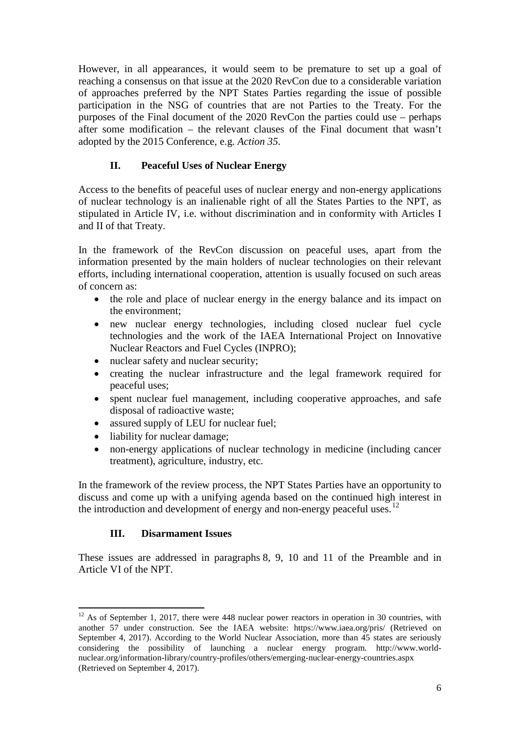However, in all appearances, it would seem to be premature to set up a goal of reaching a consensus on that issue at the 2020 RevCon due to a considerable variation of approaches preferred by the NPT States Parties regarding the issue of possible participation in the NSG of countries that are not Parties to the Treaty. For the purposes of the Final document of the 2020 RevCon the parties could use – perhaps after some modification – the relevant clauses of the Final document that wasn't adopted by the 2015 Conference, e.g. *Action 35*.

## II. Peaceful Uses of Nuclear Energy

Access to the benefits of peaceful uses of nuclear energy and non-energy applications of nuclear technology is an inalienable right of all the States Parties to the NPT, as stipulated in Article IV, i.e. without discrimination and in conformity with Articles I and II of that Treaty.

In the framework of the RevCon discussion on peaceful uses, apart from the information presented by the main holders of nuclear technologies on their relevant efforts, including international cooperation, attention is usually focused on such areas of concern as:

- the role and place of nuclear energy in the energy balance and its impact on the environment;
- new nuclear energy technologies, including closed nuclear fuel cycle technologies and the work of the IAEA International Project on Innovative Nuclear Reactors and Fuel Cycles (INPRO);
- nuclear safety and nuclear security;
- creating the nuclear infrastructure and the legal framework required for peaceful uses;
- spent nuclear fuel management, including cooperative approaches, and safe disposal of radioactive waste;
- assured supply of LEU for nuclear fuel;
- liability for nuclear damage;
- non-energy applications of nuclear technology in medicine (including cancer treatment), agriculture, industry, etc.

In the framework of the review process, the NPT States Parties have an opportunity to discuss and come up with a unifying agenda based on the continued high interest in the introduction and development of energy and non-energy peaceful uses.[12]

## III. Disarmament Issues

These issues are addressed in paragraphs 8, 9, 10 and 11 of the Preamble and in Article VI of the NPT.

---

[12] As of September 1, 2017, there were 448 nuclear power reactors in operation in 30 countries, with another 57 under construction. See the IAEA website: https://www.iaea.org/pris/ (Retrieved on September 4, 2017). According to the World Nuclear Association, more than 45 states are seriously considering the possibility of launching a nuclear energy program. http://www.world-nuclear.org/information-library/country-profiles/others/emerging-nuclear-energy-countries.aspx (Retrieved on September 4, 2017).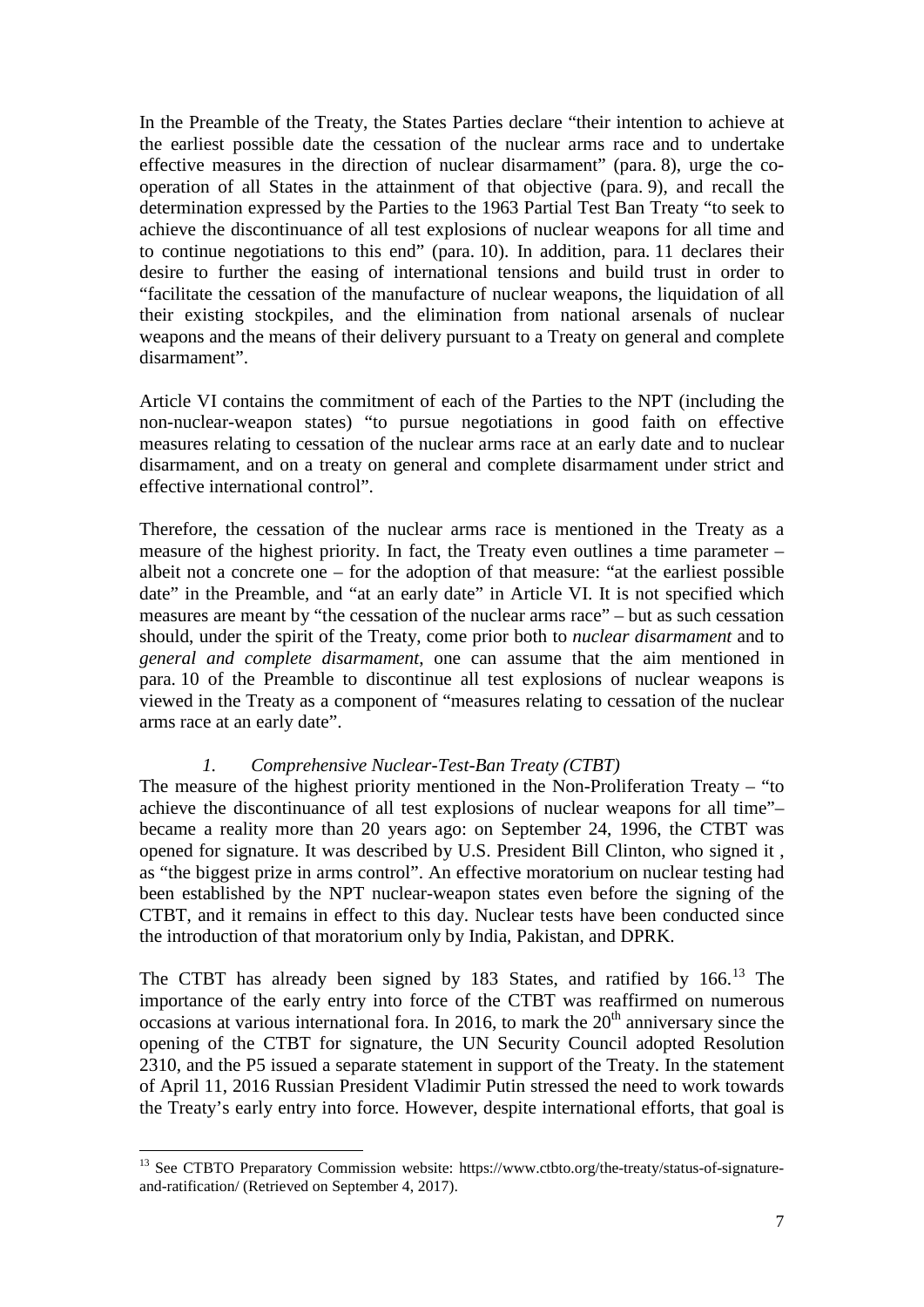In the Preamble of the Treaty, the States Parties declare "their intention to achieve at the earliest possible date the cessation of the nuclear arms race and to undertake effective measures in the direction of nuclear disarmament" (para. 8), urge the co-operation of all States in the attainment of that objective (para. 9), and recall the determination expressed by the Parties to the 1963 Partial Test Ban Treaty "to seek to achieve the discontinuance of all test explosions of nuclear weapons for all time and to continue negotiations to this end" (para. 10). In addition, para. 11 declares their desire to further the easing of international tensions and build trust in order to "facilitate the cessation of the manufacture of nuclear weapons, the liquidation of all their existing stockpiles, and the elimination from national arsenals of nuclear weapons and the means of their delivery pursuant to a Treaty on general and complete disarmament".

Article VI contains the commitment of each of the Parties to the NPT (including the non-nuclear-weapon states) "to pursue negotiations in good faith on effective measures relating to cessation of the nuclear arms race at an early date and to nuclear disarmament, and on a treaty on general and complete disarmament under strict and effective international control".

Therefore, the cessation of the nuclear arms race is mentioned in the Treaty as a measure of the highest priority. In fact, the Treaty even outlines a time parameter – albeit not a concrete one – for the adoption of that measure: "at the earliest possible date" in the Preamble, and "at an early date" in Article VI. It is not specified which measures are meant by "the cessation of the nuclear arms race" – but as such cessation should, under the spirit of the Treaty, come prior both to *nuclear disarmament* and to *general and complete disarmament*, one can assume that the aim mentioned in para. 10 of the Preamble to discontinue all test explosions of nuclear weapons is viewed in the Treaty as a component of "measures relating to cessation of the nuclear arms race at an early date".

### *1. Comprehensive Nuclear-Test-Ban Treaty (CTBT)*

The measure of the highest priority mentioned in the Non-Proliferation Treaty – "to achieve the discontinuance of all test explosions of nuclear weapons for all time"– became a reality more than 20 years ago: on September 24, 1996, the CTBT was opened for signature. It was described by U.S. President Bill Clinton, who signed it , as "the biggest prize in arms control". An effective moratorium on nuclear testing had been established by the NPT nuclear-weapon states even before the signing of the CTBT, and it remains in effect to this day. Nuclear tests have been conducted since the introduction of that moratorium only by India, Pakistan, and DPRK.

The CTBT has already been signed by 183 States, and ratified by 166.[13] The importance of the early entry into force of the CTBT was reaffirmed on numerous occasions at various international fora. In 2016, to mark the 20th anniversary since the opening of the CTBT for signature, the UN Security Council adopted Resolution 2310, and the P5 issued a separate statement in support of the Treaty. In the statement of April 11, 2016 Russian President Vladimir Putin stressed the need to work towards the Treaty's early entry into force. However, despite international efforts, that goal is

[13] See CTBTO Preparatory Commission website: https://www.ctbto.org/the-treaty/status-of-signature-and-ratification/ (Retrieved on September 4, 2017).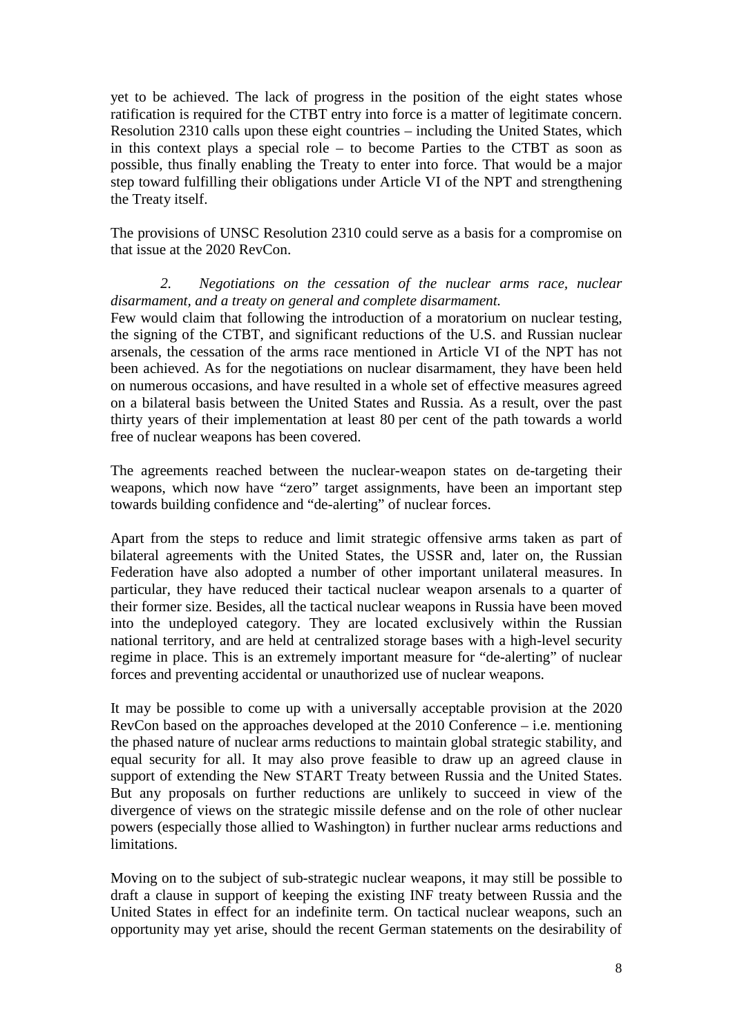yet to be achieved. The lack of progress in the position of the eight states whose ratification is required for the CTBT entry into force is a matter of legitimate concern. Resolution 2310 calls upon these eight countries – including the United States, which in this context plays a special role – to become Parties to the CTBT as soon as possible, thus finally enabling the Treaty to enter into force. That would be a major step toward fulfilling their obligations under Article VI of the NPT and strengthening the Treaty itself.

The provisions of UNSC Resolution 2310 could serve as a basis for a compromise on that issue at the 2020 RevCon.

*2. Negotiations on the cessation of the nuclear arms race, nuclear disarmament, and a treaty on general and complete disarmament.*

Few would claim that following the introduction of a moratorium on nuclear testing, the signing of the CTBT, and significant reductions of the U.S. and Russian nuclear arsenals, the cessation of the arms race mentioned in Article VI of the NPT has not been achieved. As for the negotiations on nuclear disarmament, they have been held on numerous occasions, and have resulted in a whole set of effective measures agreed on a bilateral basis between the United States and Russia. As a result, over the past thirty years of their implementation at least 80 per cent of the path towards a world free of nuclear weapons has been covered.

The agreements reached between the nuclear-weapon states on de-targeting their weapons, which now have "zero" target assignments, have been an important step towards building confidence and "de-alerting" of nuclear forces.

Apart from the steps to reduce and limit strategic offensive arms taken as part of bilateral agreements with the United States, the USSR and, later on, the Russian Federation have also adopted a number of other important unilateral measures. In particular, they have reduced their tactical nuclear weapon arsenals to a quarter of their former size. Besides, all the tactical nuclear weapons in Russia have been moved into the undeployed category. They are located exclusively within the Russian national territory, and are held at centralized storage bases with a high-level security regime in place. This is an extremely important measure for "de-alerting" of nuclear forces and preventing accidental or unauthorized use of nuclear weapons.

It may be possible to come up with a universally acceptable provision at the 2020 RevCon based on the approaches developed at the 2010 Conference – i.e. mentioning the phased nature of nuclear arms reductions to maintain global strategic stability, and equal security for all. It may also prove feasible to draw up an agreed clause in support of extending the New START Treaty between Russia and the United States. But any proposals on further reductions are unlikely to succeed in view of the divergence of views on the strategic missile defense and on the role of other nuclear powers (especially those allied to Washington) in further nuclear arms reductions and limitations.

Moving on to the subject of sub-strategic nuclear weapons, it may still be possible to draft a clause in support of keeping the existing INF treaty between Russia and the United States in effect for an indefinite term. On tactical nuclear weapons, such an opportunity may yet arise, should the recent German statements on the desirability of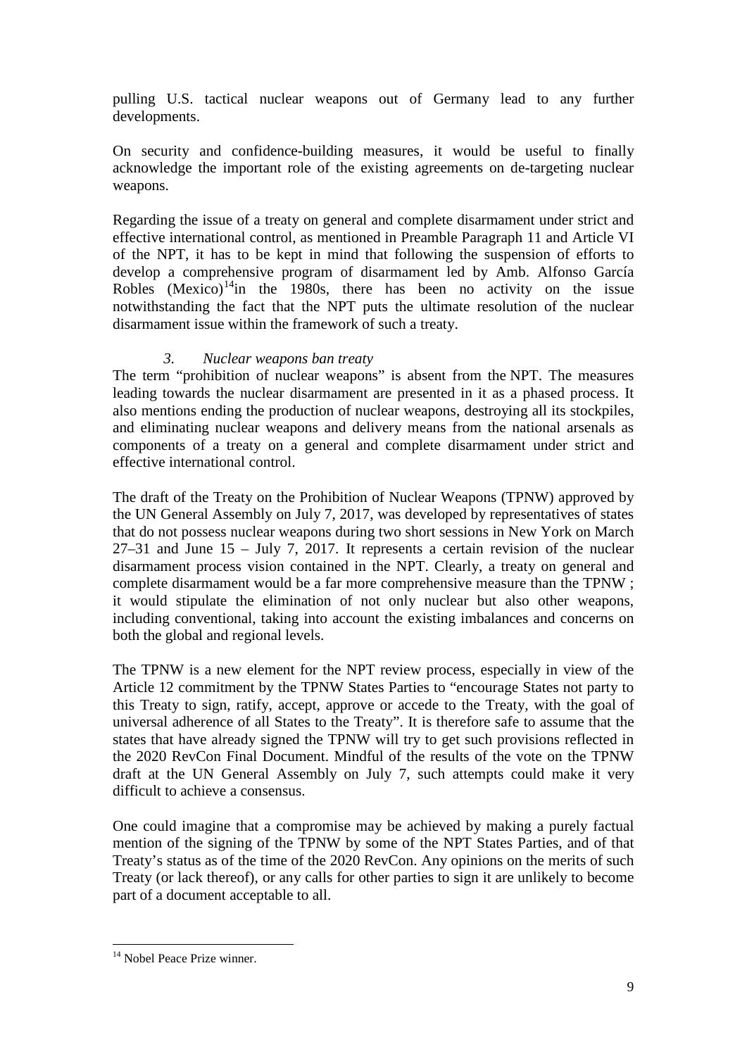pulling U.S. tactical nuclear weapons out of Germany lead to any further developments.

On security and confidence-building measures, it would be useful to finally acknowledge the important role of the existing agreements on de-targeting nuclear weapons.

Regarding the issue of a treaty on general and complete disarmament under strict and effective international control, as mentioned in Preamble Paragraph 11 and Article VI of the NPT, it has to be kept in mind that following the suspension of efforts to develop a comprehensive program of disarmament led by Amb. Alfonso García Robles (Mexico)[14]in the 1980s, there has been no activity on the issue notwithstanding the fact that the NPT puts the ultimate resolution of the nuclear disarmament issue within the framework of such a treaty.

### *3. Nuclear weapons ban treaty*

The term "prohibition of nuclear weapons" is absent from the NPT. The measures leading towards the nuclear disarmament are presented in it as a phased process. It also mentions ending the production of nuclear weapons, destroying all its stockpiles, and eliminating nuclear weapons and delivery means from the national arsenals as components of a treaty on a general and complete disarmament under strict and effective international control.

The draft of the Treaty on the Prohibition of Nuclear Weapons (TPNW) approved by the UN General Assembly on July 7, 2017, was developed by representatives of states that do not possess nuclear weapons during two short sessions in New York on March 27–31 and June 15 – July 7, 2017. It represents a certain revision of the nuclear disarmament process vision contained in the NPT. Clearly, a treaty on general and complete disarmament would be a far more comprehensive measure than the TPNW ; it would stipulate the elimination of not only nuclear but also other weapons, including conventional, taking into account the existing imbalances and concerns on both the global and regional levels.

The TPNW is a new element for the NPT review process, especially in view of the Article 12 commitment by the TPNW States Parties to "encourage States not party to this Treaty to sign, ratify, accept, approve or accede to the Treaty, with the goal of universal adherence of all States to the Treaty". It is therefore safe to assume that the states that have already signed the TPNW will try to get such provisions reflected in the 2020 RevCon Final Document. Mindful of the results of the vote on the TPNW draft at the UN General Assembly on July 7, such attempts could make it very difficult to achieve a consensus.

One could imagine that a compromise may be achieved by making a purely factual mention of the signing of the TPNW by some of the NPT States Parties, and of that Treaty's status as of the time of the 2020 RevCon. Any opinions on the merits of such Treaty (or lack thereof), or any calls for other parties to sign it are unlikely to become part of a document acceptable to all.

[14] Nobel Peace Prize winner.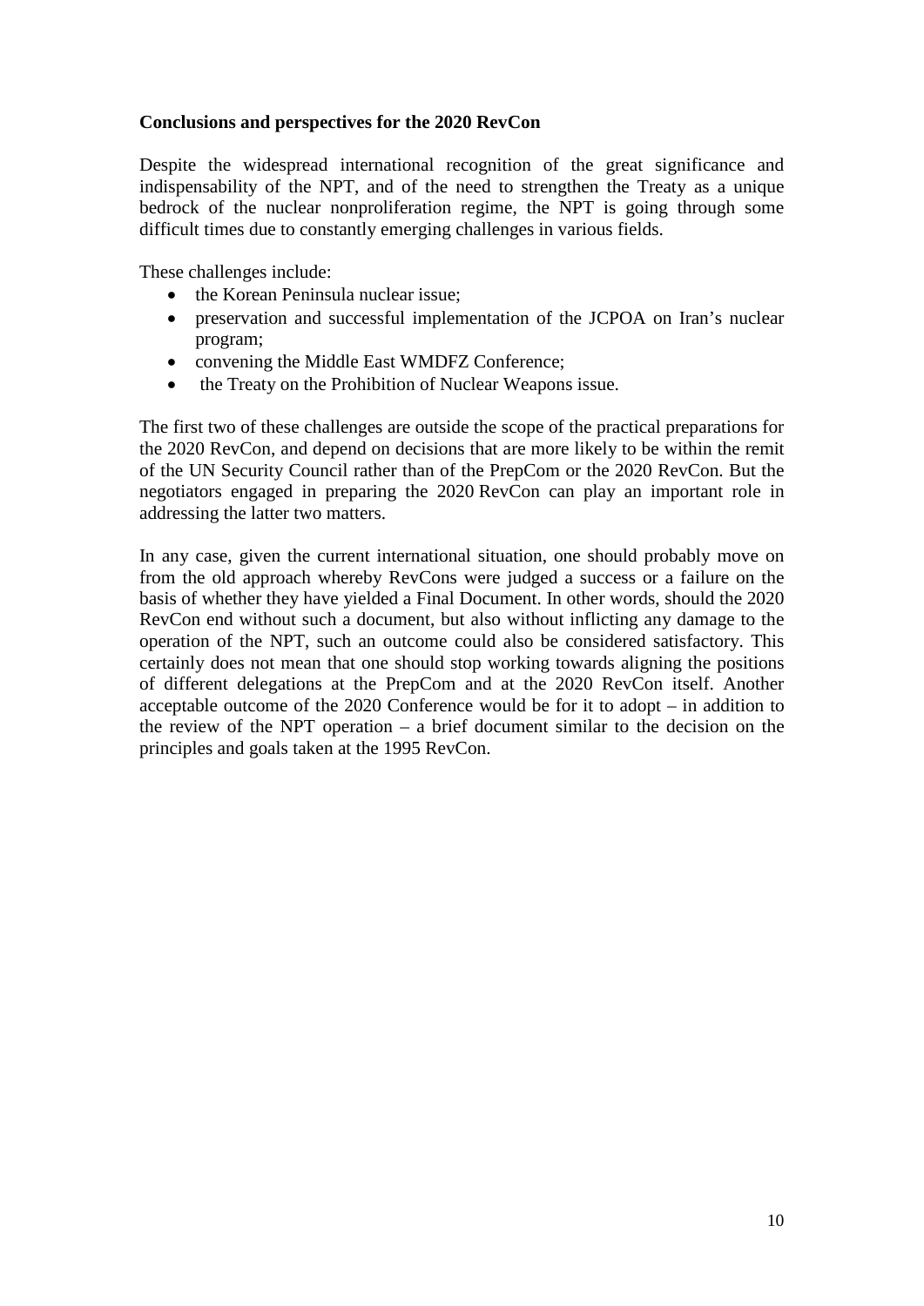**Conclusions and perspectives for the 2020 RevCon**

Despite the widespread international recognition of the great significance and indispensability of the NPT, and of the need to strengthen the Treaty as a unique bedrock of the nuclear nonproliferation regime, the NPT is going through some difficult times due to constantly emerging challenges in various fields.

These challenges include:

- the Korean Peninsula nuclear issue;
- preservation and successful implementation of the JCPOA on Iran's nuclear program;
- convening the Middle East WMDFZ Conference;
- the Treaty on the Prohibition of Nuclear Weapons issue.

The first two of these challenges are outside the scope of the practical preparations for the 2020 RevCon, and depend on decisions that are more likely to be within the remit of the UN Security Council rather than of the PrepCom or the 2020 RevCon. But the negotiators engaged in preparing the 2020 RevCon can play an important role in addressing the latter two matters.

In any case, given the current international situation, one should probably move on from the old approach whereby RevCons were judged a success or a failure on the basis of whether they have yielded a Final Document. In other words, should the 2020 RevCon end without such a document, but also without inflicting any damage to the operation of the NPT, such an outcome could also be considered satisfactory. This certainly does not mean that one should stop working towards aligning the positions of different delegations at the PrepCom and at the 2020 RevCon itself. Another acceptable outcome of the 2020 Conference would be for it to adopt – in addition to the review of the NPT operation – a brief document similar to the decision on the principles and goals taken at the 1995 RevCon.